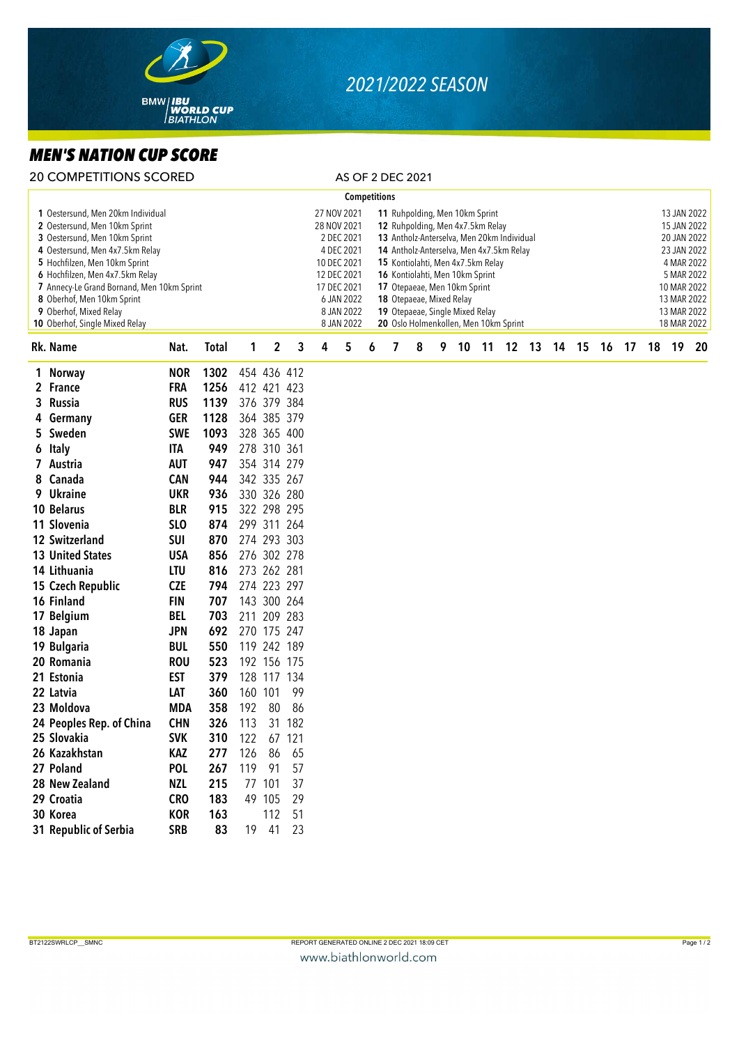BMW | IBU WORLD CUP BIATHLON

## 2021/2022 SEASON

# MEN'S NATION CUP SCORE

20 COMPETITIONS SCORED — AS OF 2 DEC 2021

**Competitions**

| No. | Competition | Date | No. | Competition | Date |
|---|---|---|---|---|---|
| 1 | Oestersund, Men 20km Individual | 27 NOV 2021 | 11 | Ruhpolding, Men 10km Sprint | 13 JAN 2022 |
| 2 | Oestersund, Men 10km Sprint | 28 NOV 2021 | 12 | Ruhpolding, Men 4x7.5km Relay | 15 JAN 2022 |
| 3 | Oestersund, Men 10km Sprint | 2 DEC 2021 | 13 | Antholz-Anterselva, Men 20km Individual | 20 JAN 2022 |
| 4 | Oestersund, Men 4x7.5km Relay | 4 DEC 2021 | 14 | Antholz-Anterselva, Men 4x7.5km Relay | 23 JAN 2022 |
| 5 | Hochfilzen, Men 10km Sprint | 10 DEC 2021 | 15 | Kontiolahti, Men 4x7.5km Relay | 4 MAR 2022 |
| 6 | Hochfilzen, Men 4x7.5km Relay | 12 DEC 2021 | 16 | Kontiolahti, Men 10km Sprint | 5 MAR 2022 |
| 7 | Annecy-Le Grand Bornand, Men 10km Sprint | 17 DEC 2021 | 17 | Otepaeae, Men 10km Sprint | 10 MAR 2022 |
| 8 | Oberhof, Men 10km Sprint | 6 JAN 2022 | 18 | Otepaeae, Mixed Relay | 13 MAR 2022 |
| 9 | Oberhof, Mixed Relay | 8 JAN 2022 | 19 | Otepaeae, Single Mixed Relay | 13 MAR 2022 |
| 10 | Oberhof, Single Mixed Relay | 8 JAN 2022 | 20 | Oslo Holmenkollen, Men 10km Sprint | 18 MAR 2022 |

| Rk. | Name | Nat. | Total | 1 | 2 | 3 | 4 | 5 | 6 | 7 | 8 | 9 | 10 | 11 | 12 | 13 | 14 | 15 | 16 | 17 | 18 | 19 | 20 |
|---|---|---|---|---|---|---|---|---|---|---|---|---|---|---|---|---|---|---|---|---|---|---|---|
| 1 | Norway | NOR | 1302 | 454 | 436 | 412 | | | | | | | | | | | | | | | | | |
| 2 | France | FRA | 1256 | 412 | 421 | 423 | | | | | | | | | | | | | | | | | |
| 3 | Russia | RUS | 1139 | 376 | 379 | 384 | | | | | | | | | | | | | | | | | |
| 4 | Germany | GER | 1128 | 364 | 385 | 379 | | | | | | | | | | | | | | | | | |
| 5 | Sweden | SWE | 1093 | 328 | 365 | 400 | | | | | | | | | | | | | | | | | |
| 6 | Italy | ITA | 949 | 278 | 310 | 361 | | | | | | | | | | | | | | | | | |
| 7 | Austria | AUT | 947 | 354 | 314 | 279 | | | | | | | | | | | | | | | | | |
| 8 | Canada | CAN | 944 | 342 | 335 | 267 | | | | | | | | | | | | | | | | | |
| 9 | Ukraine | UKR | 936 | 330 | 326 | 280 | | | | | | | | | | | | | | | | | |
| 10 | Belarus | BLR | 915 | 322 | 298 | 295 | | | | | | | | | | | | | | | | | |
| 11 | Slovenia | SLO | 874 | 299 | 311 | 264 | | | | | | | | | | | | | | | | | |
| 12 | Switzerland | SUI | 870 | 274 | 293 | 303 | | | | | | | | | | | | | | | | | |
| 13 | United States | USA | 856 | 276 | 302 | 278 | | | | | | | | | | | | | | | | | |
| 14 | Lithuania | LTU | 816 | 273 | 262 | 281 | | | | | | | | | | | | | | | | | |
| 15 | Czech Republic | CZE | 794 | 274 | 223 | 297 | | | | | | | | | | | | | | | | | |
| 16 | Finland | FIN | 707 | 143 | 300 | 264 | | | | | | | | | | | | | | | | | |
| 17 | Belgium | BEL | 703 | 211 | 209 | 283 | | | | | | | | | | | | | | | | | |
| 18 | Japan | JPN | 692 | 270 | 175 | 247 | | | | | | | | | | | | | | | | | |
| 19 | Bulgaria | BUL | 550 | 119 | 242 | 189 | | | | | | | | | | | | | | | | | |
| 20 | Romania | ROU | 523 | 192 | 156 | 175 | | | | | | | | | | | | | | | | | |
| 21 | Estonia | EST | 379 | 128 | 117 | 134 | | | | | | | | | | | | | | | | | |
| 22 | Latvia | LAT | 360 | 160 | 101 | 99 | | | | | | | | | | | | | | | | | |
| 23 | Moldova | MDA | 358 | 192 | 80 | 86 | | | | | | | | | | | | | | | | | |
| 24 | Peoples Rep. of China | CHN | 326 | 113 | 31 | 182 | | | | | | | | | | | | | | | | | |
| 25 | Slovakia | SVK | 310 | 122 | 67 | 121 | | | | | | | | | | | | | | | | | |
| 26 | Kazakhstan | KAZ | 277 | 126 | 86 | 65 | | | | | | | | | | | | | | | | | |
| 27 | Poland | POL | 267 | 119 | 91 | 57 | | | | | | | | | | | | | | | | | |
| 28 | New Zealand | NZL | 215 | 77 | 101 | 37 | | | | | | | | | | | | | | | | | |
| 29 | Croatia | CRO | 183 | 49 | 105 | 29 | | | | | | | | | | | | | | | | | |
| 30 | Korea | KOR | 163 | | 112 | 51 | | | | | | | | | | | | | | | | | |
| 31 | Republic of Serbia | SRB | 83 | 19 | 41 | 23 | | | | | | | | | | | | | | | | | |

BT2122SWRLCP__SMNC — REPORT GENERATED ONLINE 2 DEC 2021 18:09 CET

www.biathlonworld.com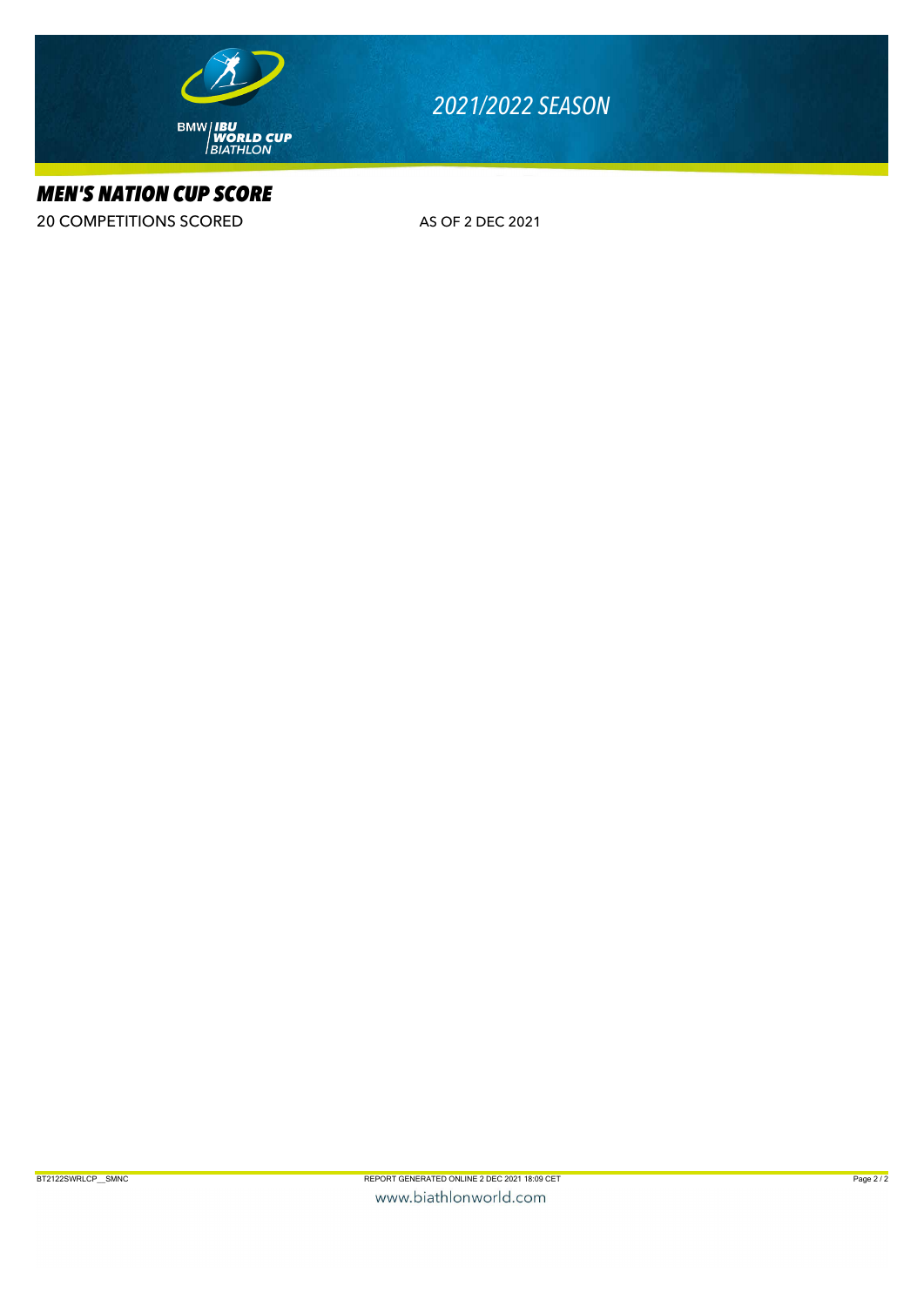BMW | IBU WORLD CUP BIATHLON

2021/2022 SEASON

## MEN'S NATION CUP SCORE

20 COMPETITIONS SCORED

AS OF 2 DEC 2021